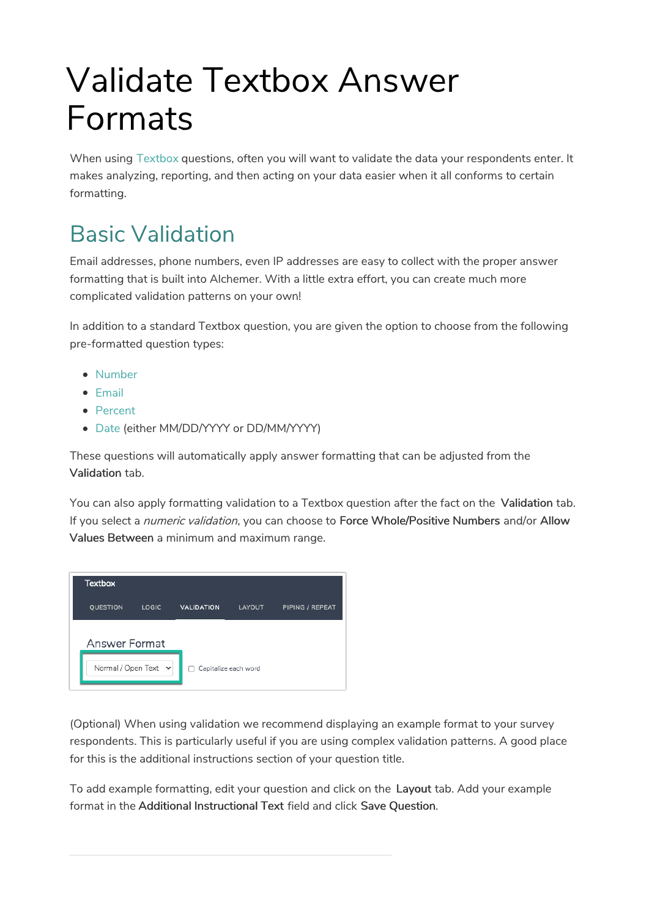# Validate Textbox Answer Formats

When using Textbox questions, often you will want to validate the data your respondents enter. It makes analyzing, reporting, and then acting on your data easier when it all conforms to certain formatting.

## Basic Validation

Email addresses, phone numbers, even IP addresses are easy to collect with the proper answer formatting that is built into Alchemer. With a little extra effort, you can create much more complicated validation patterns on your own!

In addition to a standard Textbox question, you are given the option to choose from the following pre-formatted question types:

- Number
- Email
- Percent
- Date (either MM/DD/YYYY or DD/MM/YYYY)

These questions will automatically apply answer formatting that can be adjusted from the **Validation** tab.

You can also apply formatting validation to a Textbox question after the fact on the **Validation** tab. If you select a *numeric validation*, you can choose to **Force Whole/Positive Numbers** and/or **Allow Values Between** a minimum and maximum range.

(Optional) When using validation we recommend displaying an example format to your survey respondents. This is particularly useful if you are using complex validation patterns. A good place for this is the additional instructions section of your question title.

To add example formatting, edit your question and click on the **Layout** tab. Add your example format in the **Additional Instructional Text** field and click **Save Question**.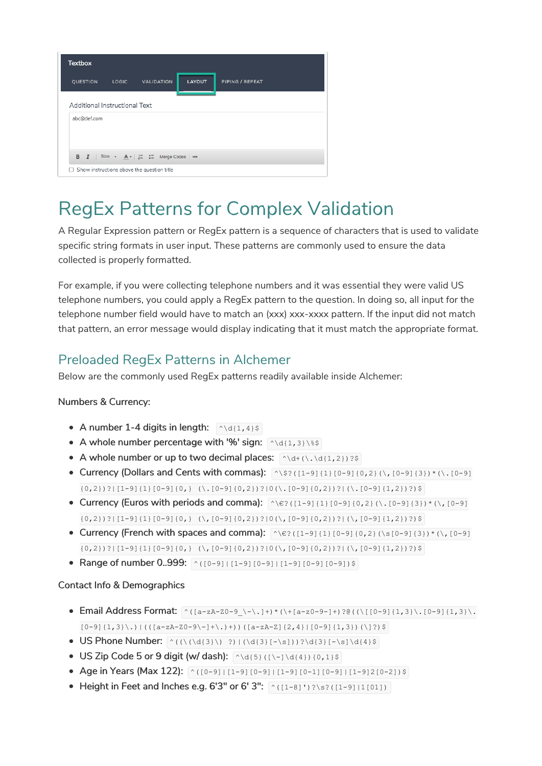Textbox

QUESTION LOGIC VALIDATION LAYOUT PIPING / REPEAT

Additional Instructional Text

abc@def.com

Show instructions above the question title

# RegEx Patterns for Complex Validation

A Regular Expression pattern or RegEx pattern is a sequence of characters that is used to validate specific string formats in user input. These patterns are commonly used to ensure the data collected is properly formatted.

For example, if you were collecting telephone numbers and it was essential they were valid US telephone numbers, you could apply a RegEx pattern to the question. In doing so, all input for the telephone number field would have to match an (xxx) xxx-xxxx pattern. If the input did not match that pattern, an error message would display indicating that it must match the appropriate format.

## Preloaded RegEx Patterns in Alchemer

Below are the commonly used RegEx patterns readily available inside Alchemer:

Numbers & Currency:

- A number 1-4 digits in length: `^\d{1,4}$`
- A whole number percentage with '%' sign: `^\d{1,3}\%$`
- A whole number or up to two decimal places: `^\d+(\.\d{1,2})?$`
- Currency (Dollars and Cents with commas): `^\$?([1-9]{1}[0-9]{0,2}(\,[0-9]{3})*(\.[0-9]{0,2})?|[1-9]{1}[0-9]{0,}(\.[0-9]{0,2})?|0(\.[0-9]{0,2})?|(\.[0-9]{1,2})?)$`
- Currency (Euros with periods and comma): `^\€?([1-9]{1}[0-9]{0,2}(\.[0-9]{3})*(\,[0-9]{0,2})?|[1-9]{1}[0-9]{0,}(\,[0-9]{0,2})?|0(\,[0-9]{0,2})?|(\,[0-9]{1,2})?)$`
- Currency (French with spaces and comma): `^\€?([1-9]{1}[0-9]{0,2}(\s[0-9]{3})*(\,[0-9]{0,2})?|[1-9]{1}[0-9]{0,}(\,[0-9]{0,2})?|0(\,[0-9]{0,2})?|(\,[0-9]{1,2})?)$`
- Range of number 0..999: `^([0-9]|[1-9][0-9]|[1-9][0-9][0-9])$`

Contact Info & Demographics

- Email Address Format: `^([a-zA-Z0-9_\-\.]+)*(\+[a-z0-9-]+)?@((\[[0-9]{1,3}\.[0-9]{1,3}\.[0-9]{1,3}\.)|(([a-zA-Z0-9\-]+\.)+))([a-zA-Z]{2,4}|[0-9]{1,3})(\]?)$`
- US Phone Number: `^((\(\d{3}\) ?)|(\d{3}[-\s]))?\d{3}[-\s]\d{4}$`
- US Zip Code 5 or 9 digit (w/ dash): `^\d{5}([\-]\d{4}){0,1}$`
- Age in Years (Max 122): `^([0-9]|[1-9][0-9]|[1-9][0-1][0-9]|[1-9]2[0-2])$`
- Height in Feet and Inches e.g. 6'3" or 6' 3": `^([1-8]')?\s?([1-9]|1[01])`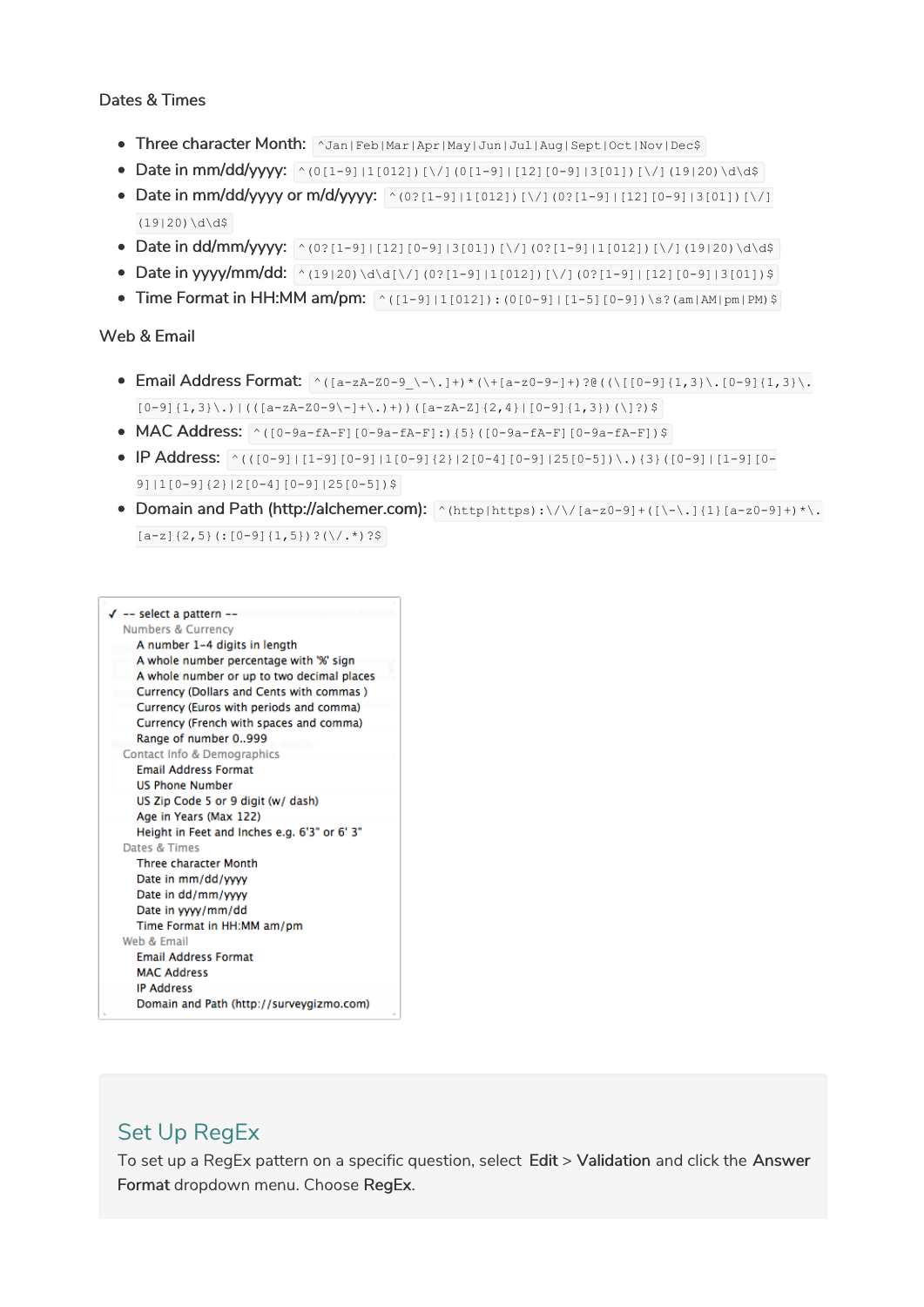Dates & Times

- Three character Month: `^Jan|Feb|Mar|Apr|May|Jun|Jul|Aug|Sept|Oct|Nov|Dec$`
- Date in mm/dd/yyyy: `^(0[1-9]|1[012])[\/](0[1-9]|[12][0-9]|3[01])[\/](19|20)\d\d$`
- Date in mm/dd/yyyy or m/d/yyyy: `^(0?[1-9]|1[012])[\/](0?[1-9]|[12][0-9]|3[01])[\/](19|20)\d\d$`
- Date in dd/mm/yyyy: `^(0?[1-9]|[12][0-9]|3[01])[\/](0?[1-9]|1[012])[\/](19|20)\d\d$`
- Date in yyyy/mm/dd: `^(19|20)\d\d[\/](0?[1-9]|1[012])[\/](0?[1-9]|[12][0-9]|3[01])$`
- Time Format in HH:MM am/pm: `^([1-9]|1[012]):(0[0-9]|[1-5][0-9])\s?(am|AM|pm|PM)$`

Web & Email

- Email Address Format: `^([a-zA-Z0-9_\-\.]+)*(\+[a-z0-9-]+)?@((\[[0-9]{1,3}\.[0-9]{1,3}\.[0-9]{1,3}\.)|(([a-zA-Z0-9\-]+\.)+))([a-zA-Z]{2,4}|[0-9]{1,3})(\]?)$`
- MAC Address: `^([0-9a-fA-F][0-9a-fA-F]:){5}([0-9a-fA-F][0-9a-fA-F])$`
- IP Address: `^(([0-9]|[1-9][0-9]|1[0-9]{2}|2[0-4][0-9]|25[0-5])\.){3}([0-9]|[1-9][0-9]|1[0-9]{2}|2[0-4][0-9]|25[0-5])$`
- Domain and Path (http://alchemer.com): `^(http|https):\/\/[a-z0-9]+([\-\.]{1}[a-z0-9]+)*\.[a-z]{2,5}(:[0-9]{1,5})?(\/.*)?$`

✓ -- select a pattern --

Numbers & Currency
- A number 1-4 digits in length
- A whole number percentage with '%' sign
- A whole number or up to two decimal places
- Currency (Dollars and Cents with commas )
- Currency (Euros with periods and comma)
- Currency (French with spaces and comma)
- Range of number 0..999

Contact Info & Demographics
- Email Address Format
- US Phone Number
- US Zip Code 5 or 9 digit (w/ dash)
- Age in Years (Max 122)
- Height in Feet and Inches e.g. 6'3" or 6' 3"

Dates & Times
- Three character Month
- Date in mm/dd/yyyy
- Date in dd/mm/yyyy
- Date in yyyy/mm/dd
- Time Format in HH:MM am/pm

Web & Email
- Email Address Format
- MAC Address
- IP Address
- Domain and Path (http://surveygizmo.com)

## Set Up RegEx

To set up a RegEx pattern on a specific question, select **Edit** > **Validation** and click the **Answer Format** dropdown menu. Choose **RegEx**.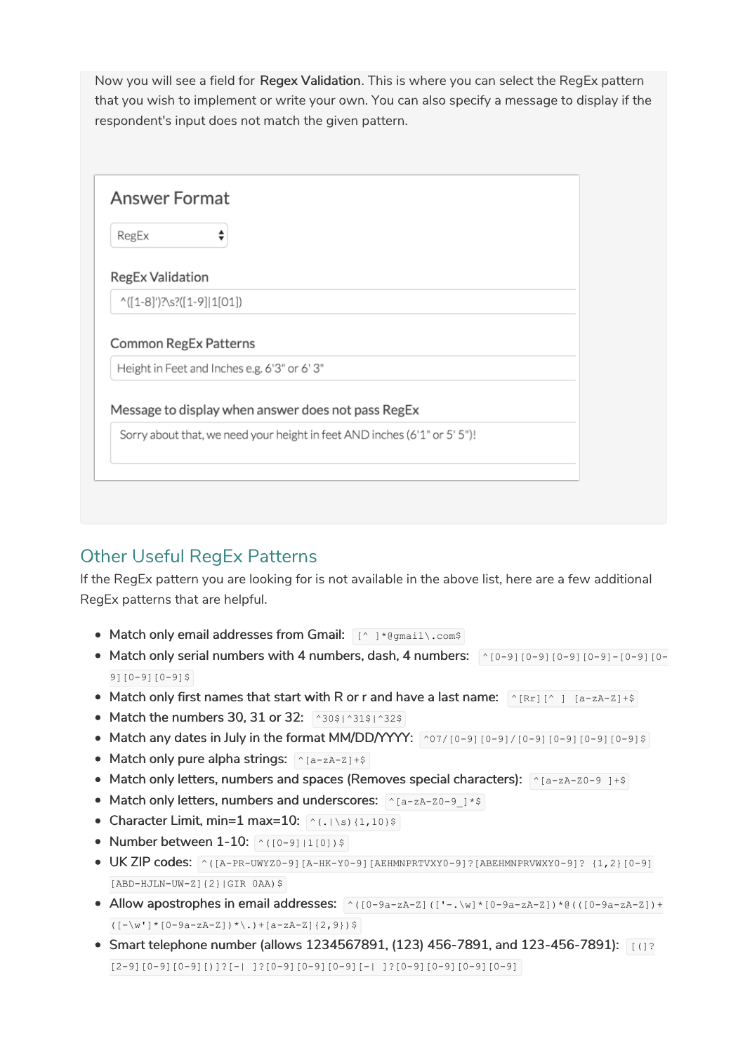Now you will see a field for **Regex Validation**. This is where you can select the RegEx pattern that you wish to implement or write your own. You can also specify a message to display if the respondent's input does not match the given pattern.

**Answer Format**

RegEx

**RegEx Validation**

^([1-8]')?\s?([1-9]|1[01])

**Common RegEx Patterns**

Height in Feet and Inches e.g. 6'3" or 6' 3"

**Message to display when answer does not pass RegEx**

Sorry about that, we need your height in feet AND inches (6'1" or 5' 5")!

## Other Useful RegEx Patterns

If the RegEx pattern you are looking for is not available in the above list, here are a few additional RegEx patterns that are helpful.

- Match only email addresses from Gmail: `[^ ]*@gmail\.com$`
- Match only serial numbers with 4 numbers, dash, 4 numbers: `^[0-9][0-9][0-9][0-9]-[0-9][0-9][0-9][0-9]$`
- Match only first names that start with R or r and have a last name: `^[Rr][^ ] [a-zA-Z]+$`
- Match the numbers 30, 31 or 32: `^30$|^31$|^32$`
- Match any dates in July in the format MM/DD/YYYY: `^07/[0-9][0-9]/[0-9][0-9][0-9][0-9]$`
- Match only pure alpha strings: `^[a-zA-Z]+$`
- Match only letters, numbers and spaces (Removes special characters): `^[a-zA-Z0-9 ]+$`
- Match only letters, numbers and underscores: `^[a-zA-Z0-9_]*$`
- Character Limit, min=1 max=10: `^(.|\s){1,10}$`
- Number between 1-10: `^([0-9]|1[0])$`
- UK ZIP codes: `^([A-PR-UWYZ0-9][A-HK-Y0-9][AEHMNPRTVXY0-9]?[ABEHMNPRVWXY0-9]? {1,2}[0-9][ABD-HJLN-UW-Z]{2}|GIR 0AA)$`
- Allow apostrophes in email addresses: `^([0-9a-zA-Z]([-'.\w]*[0-9a-zA-Z])*@(([0-9a-zA-Z])+([-\w']*[0-9a-zA-Z])*\.)+[a-zA-Z]{2,9})$`
- Smart telephone number (allows 1234567891, (123) 456-7891, and 123-456-7891): `[(]?[2-9][0-9][0-9][)]?[-| ]?[0-9][0-9][0-9][-| ]?[0-9][0-9][0-9][0-9]`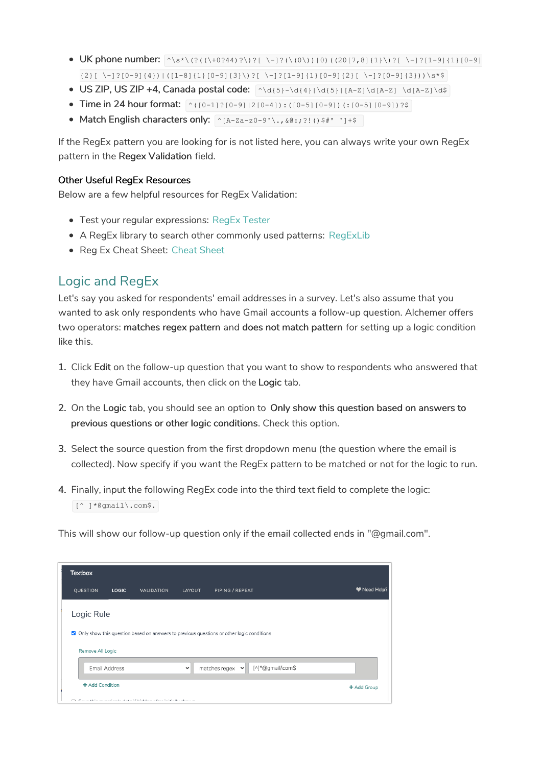- UK phone number: `^\s*\(?((\+0?44)?\)?[ \-]?(\(0\))|0)((20[7,8]{1}\)?[ \-]?[1-9]{1}[0-9]{2}[ \-]?[0-9]{4})|([1-8]{1}[0-9]{3}\)?[ \-]?[1-9]{1}[0-9]{2}[ \-]?[0-9]{3}))\s*$`
- US ZIP, US ZIP +4, Canada postal code: `^\d{5}-\d{4}|\d{5}|[A-Z]\d[A-Z] \d[A-Z]\d$`
- Time in 24 hour format: `^([0-1]?[0-9]|2[0-4]):([0-5][0-9])(:[0-5][0-9])?$`
- Match English characters only: `^[A-Za-z0-9'\.,&@:;?!()$#' ']+$`

If the RegEx pattern you are looking for is not listed here, you can always write your own RegEx pattern in the **Regex Validation** field.

### Other Useful RegEx Resources

Below are a few helpful resources for RegEx Validation:

- Test your regular expressions: RegEx Tester
- A RegEx library to search other commonly used patterns: RegExLib
- Reg Ex Cheat Sheet: Cheat Sheet

## Logic and RegEx

Let's say you asked for respondents' email addresses in a survey. Let's also assume that you wanted to ask only respondents who have Gmail accounts a follow-up question. Alchemer offers two operators: **matches regex pattern** and **does not match pattern** for setting up a logic condition like this.

1. Click **Edit** on the follow-up question that you want to show to respondents who answered that they have Gmail accounts, then click on the **Logic** tab.
2. On the **Logic** tab, you should see an option to **Only show this question based on answers to previous questions or other logic conditions**. Check this option.
3. Select the source question from the first dropdown menu (the question where the email is collected). Now specify if you want the RegEx pattern to be matched or not for the logic to run.
4. Finally, input the following RegEx code into the third text field to complete the logic: `[^ ]*@gmail\.com$.`

This will show our follow-up question only if the email collected ends in "@gmail.com".

Textbox

QUESTION LOGIC VALIDATION LAYOUT PIPING / REPEAT Need Help?

Logic Rule

☑ Only show this question based on answers to previous questions or other logic conditions

Remove All Logic

| Email Address | matches regex | [^]*@gmail\.com$ |
|---|---|---|

+ Add Condition + Add Group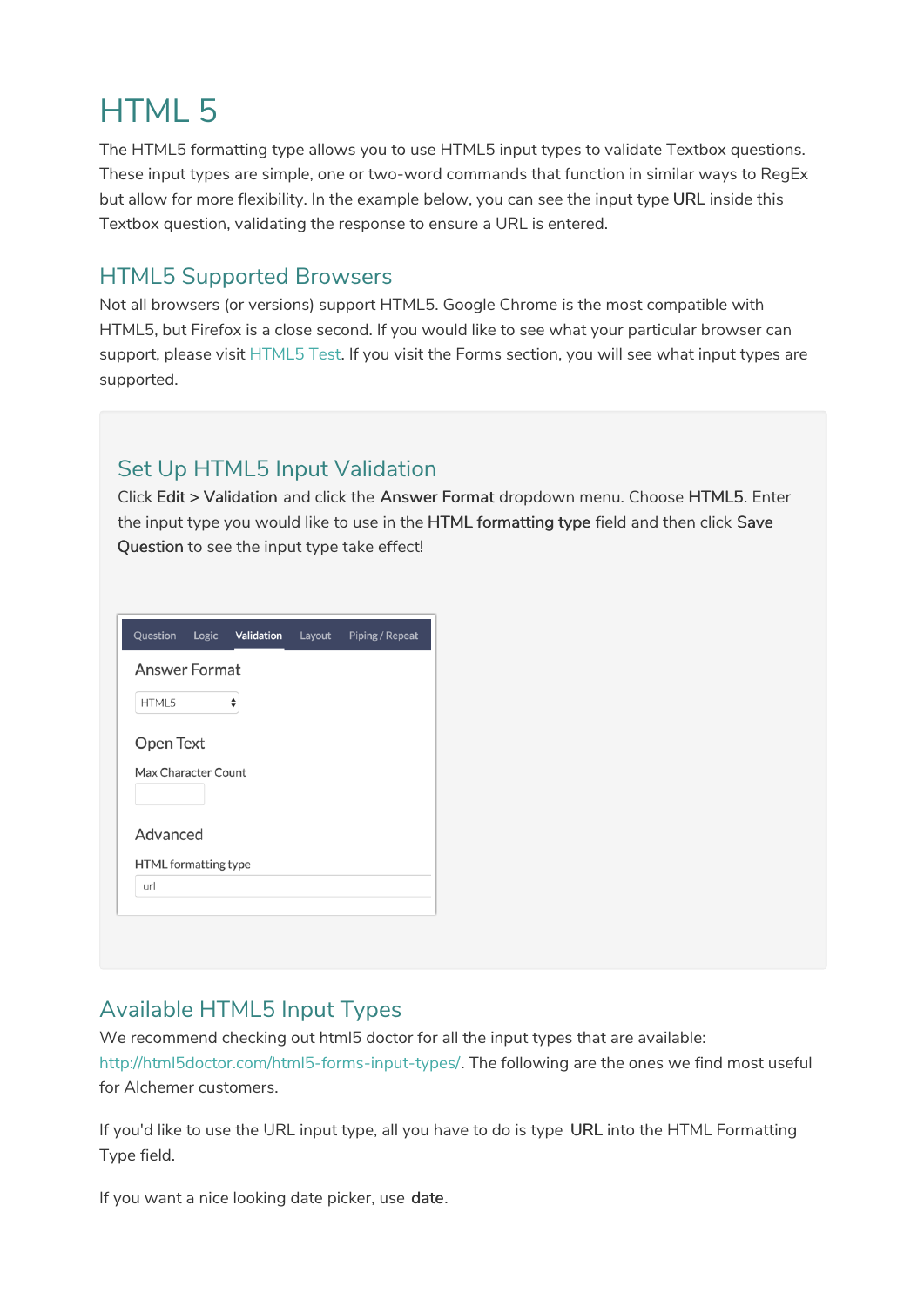# HTML 5

The HTML5 formatting type allows you to use HTML5 input types to validate Textbox questions. These input types are simple, one or two-word commands that function in similar ways to RegEx but allow for more flexibility. In the example below, you can see the input type **URL** inside this Textbox question, validating the response to ensure a URL is entered.

## HTML5 Supported Browsers

Not all browsers (or versions) support HTML5. Google Chrome is the most compatible with HTML5, but Firefox is a close second. If you would like to see what your particular browser can support, please visit HTML5 Test. If you visit the Forms section, you will see what input types are supported.

## Set Up HTML5 Input Validation

Click **Edit** > **Validation** and click the **Answer Format** dropdown menu. Choose **HTML5**. Enter the input type you would like to use in the **HTML formatting type** field and then click **Save Question** to see the input type take effect!

Question Logic Validation Layout Piping / Repeat

Answer Format

HTML5

Open Text

Max Character Count

Advanced

HTML formatting type

url

## Available HTML5 Input Types

We recommend checking out html5 doctor for all the input types that are available: http://html5doctor.com/html5-forms-input-types/. The following are the ones we find most useful for Alchemer customers.

If you'd like to use the URL input type, all you have to do is type **URL** into the HTML Formatting Type field.

If you want a nice looking date picker, use **date**.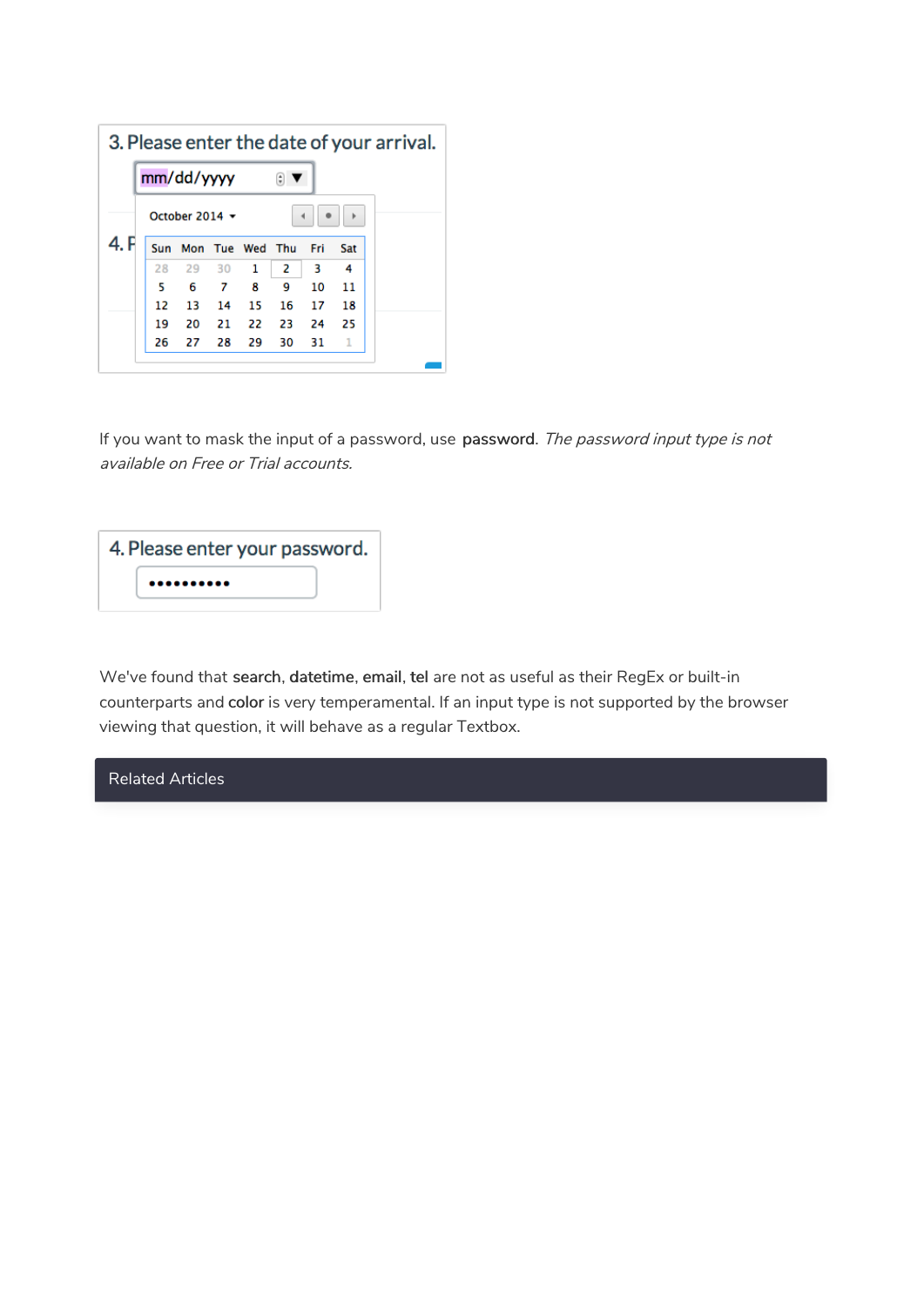If you want to mask the input of a password, use **password**. *The password input type is not available on Free or Trial accounts.*

We've found that **search**, **datetime**, **email**, **tel** are not as useful as their RegEx or built-in counterparts and **color** is very temperamental. If an input type is not supported by the browser viewing that question, it will behave as a regular Textbox.

## Related Articles